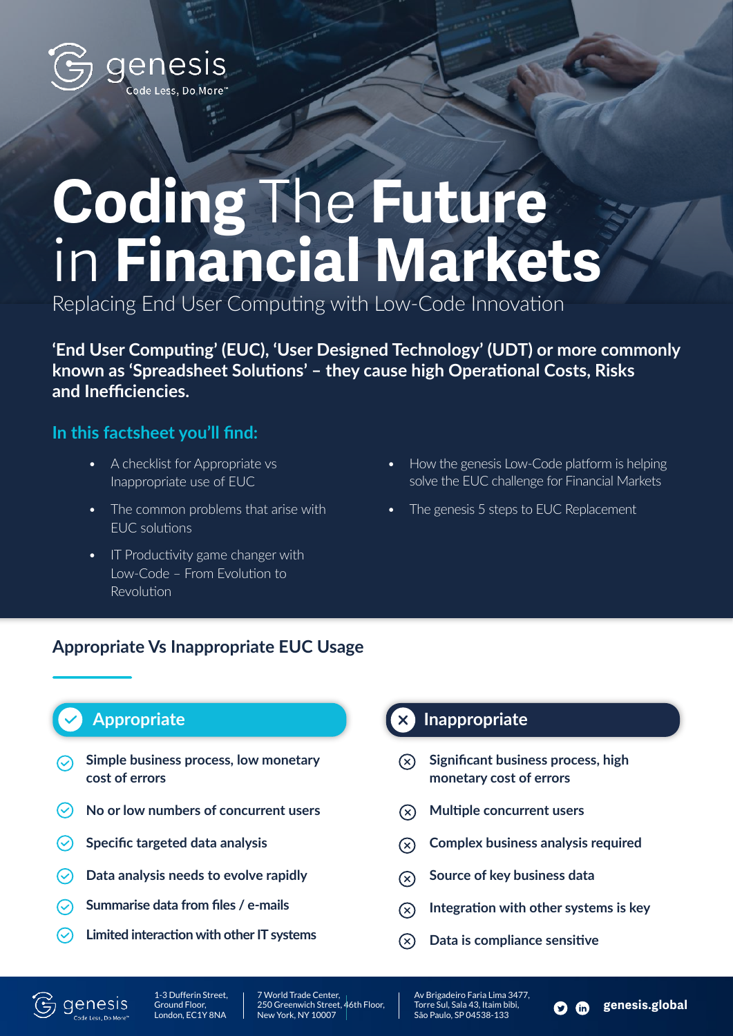# Coding The Future in Financial Markets

Replacing End User Computing with Low-Code Innovation

**'End User Computing' (EUC), 'User Designed Technology' (UDT) or more commonly known as 'Spreadsheet Solutions' – they cause high Operational Costs, Risks and Inefficiencies.**

## In this factsheet you'll find:

- A checklist for Appropriate vs Inappropriate use of EUC
- The common problems that arise with EUC solutions
- IT Productivity game changer with Low-Code – From Evolution to Revolution
- How the genesis Low-Code platform is helping solve the EUC challenge for Financial Markets
- The genesis 5 steps to EUC Replacement

## Appropriate Vs Inappropriate EUC Usage

### Appropriate

- Simple business process, low monetary cost of errors
- No or low numbers of concurrent users
- Specific targeted data analysis
- Data analysis needs to evolve rapidly
- Summarise data from files / e-mails
- Limited interaction with other IT systems

### Inappropriate

- Significant business process, high monetary cost of errors
- Multiple concurrent users
- Complex business analysis required
- Source of key business data
- Integration with other systems is key
- Data is compliance sensitive

1-3 Dufferin Street, Ground Floor, London, EC1Y 8NA | 7 World Trade Center, 250 Greenwich Street, 46th Floor, New York, NY 10007 | Av Brigadeiro Faria Lima 3477, Torre Sul, Sala 43, Itaim bibi, São Paulo, SP 04538-133

genesis.global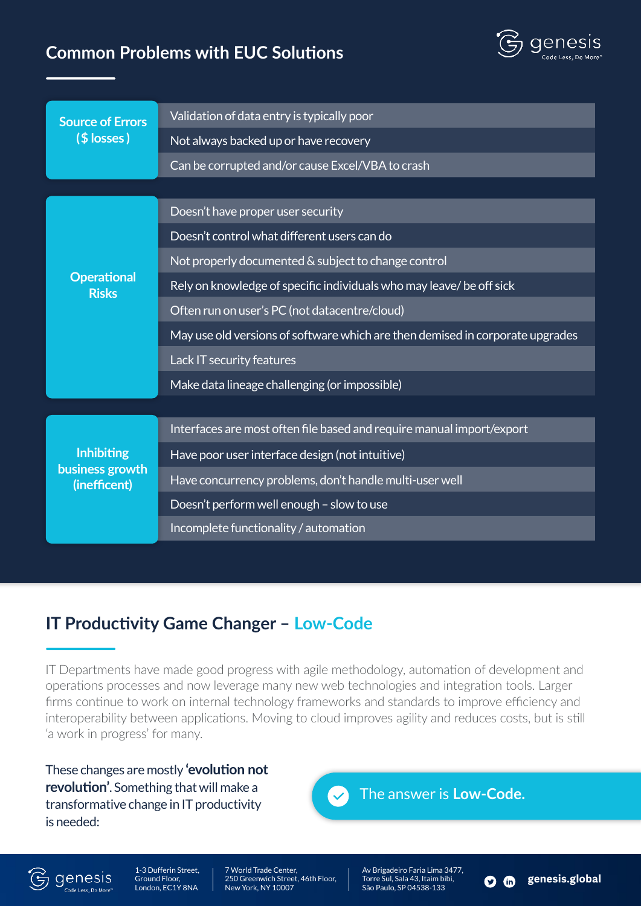## Common Problems with EUC Solutions

| Category | Problem |
| --- | --- |
| Source of Errors ($ losses ) | Validation of data entry is typically poor |
| | Not always backed up or have recovery |
| | Can be corrupted and/or cause Excel/VBA to crash |
| Operational Risks | Doesn't have proper user security |
| | Doesn't control what different users can do |
| | Not properly documented & subject to change control |
| | Rely on knowledge of specific individuals who may leave/ be off sick |
| | Often run on user's PC (not datacentre/cloud) |
| | May use old versions of software which are then demised in corporate upgrades |
| | Lack IT security features |
| | Make data lineage challenging (or impossible) |
| Inhibiting business growth (inefficent) | Interfaces are most often file based and require manual import/export |
| | Have poor user interface design (not intuitive) |
| | Have concurrency problems, don't handle multi-user well |
| | Doesn't perform well enough – slow to use |
| | Incomplete functionality / automation |

## IT Productivity Game Changer – Low-Code

IT Departments have made good progress with agile methodology, automation of development and operations processes and now leverage many new web technologies and integration tools. Larger firms continue to work on internal technology frameworks and standards to improve efficiency and interoperability between applications. Moving to cloud improves agility and reduces costs, but is still 'a work in progress' for many.

These changes are mostly **'evolution not revolution'**. Something that will make a transformative change in IT productivity is needed:

The answer is **Low-Code.**

1-3 Dufferin Street, Ground Floor, London, EC1Y 8NA

7 World Trade Center, 250 Greenwich Street, 46th Floor, New York, NY 10007

Av Brigadeiro Faria Lima 3477, Torre Sul, Sala 43, Itaim bibi, São Paulo, SP 04538-133

**genesis.global**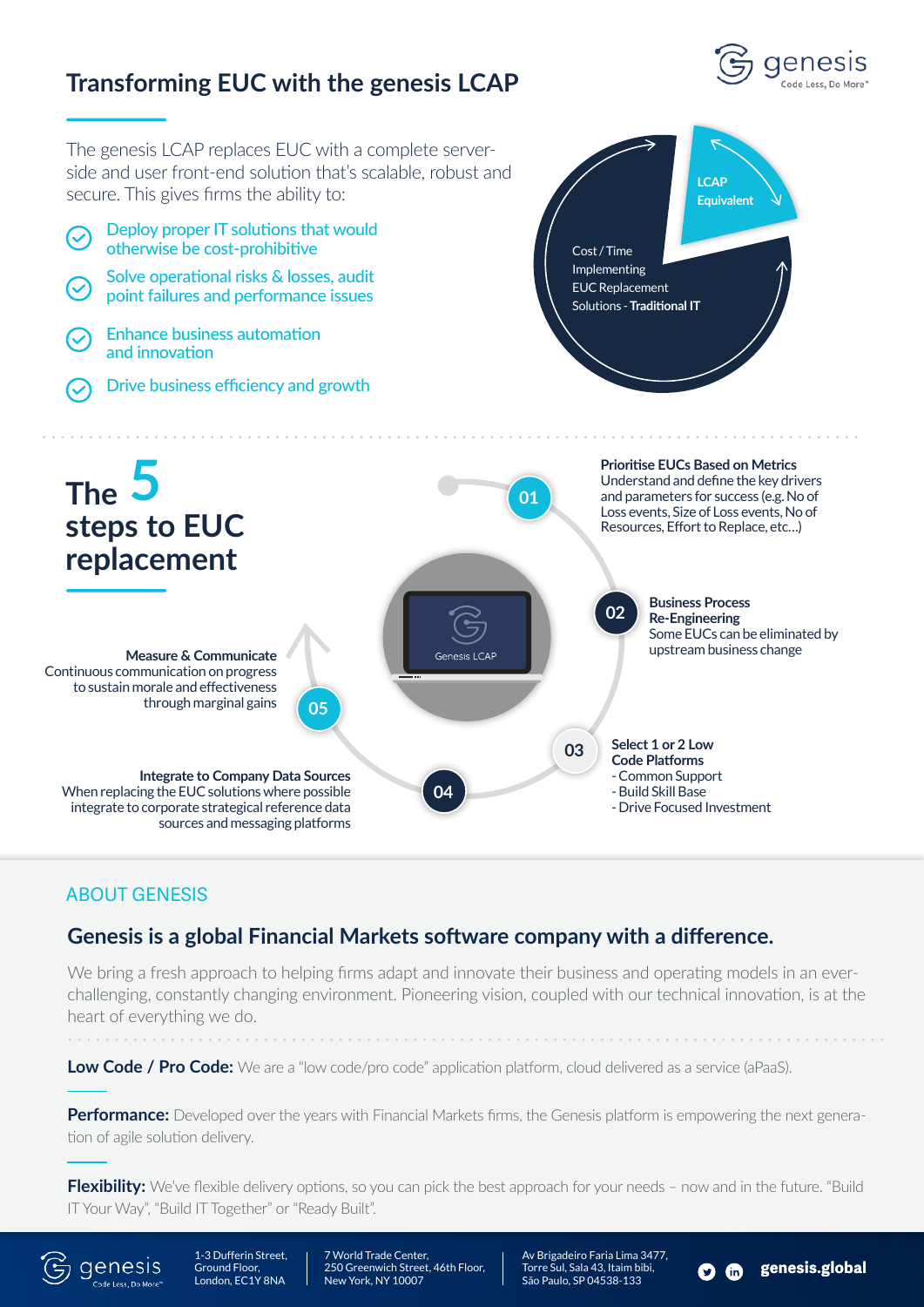# Transforming EUC with the genesis LCAP

The genesis LCAP replaces EUC with a complete server-side and user front-end solution that's scalable, robust and secure. This gives firms the ability to:

- Deploy proper IT solutions that would otherwise be cost-prohibitive
- Solve operational risks & losses, audit point failures and performance issues
- Enhance business automation and innovation
- Drive business efficiency and growth

LCAP Equivalent

Cost / Time Implementing EUC Replacement Solutions - **Traditional IT**

## The 5 steps to EUC replacement

**01 Prioritise EUCs Based on Metrics**
Understand and define the key drivers and parameters for success (e.g. No of Loss events, Size of Loss events, No of Resources, Effort to Replace, etc...)

**02 Business Process Re-Engineering**
Some EUCs can be eliminated by upstream business change

**03 Select 1 or 2 Low Code Platforms**
- Common Support
- Build Skill Base
- Drive Focused Investment

**04 Integrate to Company Data Sources**
When replacing the EUC solutions where possible integrate to corporate strategical reference data sources and messaging platforms

**05 Measure & Communicate**
Continuous communication on progress to sustain morale and effectiveness through marginal gains

Genesis LCAP

## ABOUT GENESIS

### Genesis is a global Financial Markets software company with a difference.

We bring a fresh approach to helping firms adapt and innovate their business and operating models in an ever-challenging, constantly changing environment. Pioneering vision, coupled with our technical innovation, is at the heart of everything we do.

**Low Code / Pro Code:** We are a "low code/pro code" application platform, cloud delivered as a service (aPaaS).

**Performance:** Developed over the years with Financial Markets firms, the Genesis platform is empowering the next generation of agile solution delivery.

**Flexibility:** We've flexible delivery options, so you can pick the best approach for your needs – now and in the future. "Build IT Your Way", "Build IT Together" or "Ready Built".

genesis Code Less, Do More™

1-3 Dufferin Street, Ground Floor, London, EC1Y 8NA

7 World Trade Center, 250 Greenwich Street, 46th Floor, New York, NY 10007

Av Brigadeiro Faria Lima 3477, Torre Sul, Sala 43, Itaim bibi, São Paulo, SP 04538-133

genesis.global